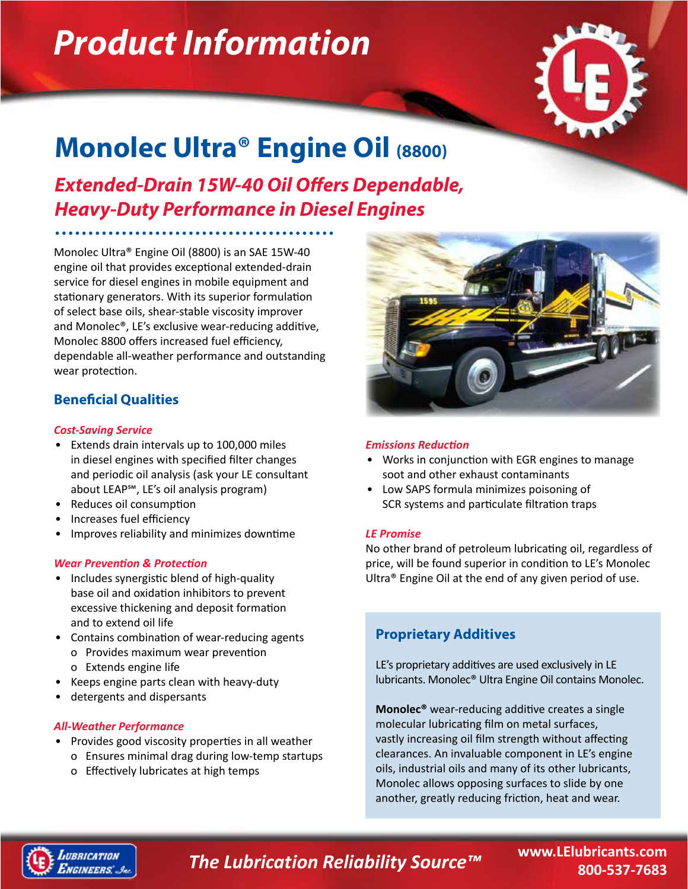# Product Information

## Monolec Ultra® Engine Oil (8800)

### *Extended-Drain 15W-40 Oil Offers Dependable, Heavy-Duty Performance in Diesel Engines*

Monolec Ultra® Engine Oil (8800) is an SAE 15W-40 engine oil that provides exceptional extended-drain service for diesel engines in mobile equipment and stationary generators. With its superior formulation of select base oils, shear-stable viscosity improver and Monolec®, LE's exclusive wear-reducing additive, Monolec 8800 offers increased fuel efficiency, dependable all-weather performance and outstanding wear protection.

### Beneficial Qualities

***Cost-Saving Service***

- Extends drain intervals up to 100,000 miles in diesel engines with specified filter changes and periodic oil analysis (ask your LE consultant about LEAP℠, LE's oil analysis program)
- Reduces oil consumption
- Increases fuel efficiency
- Improves reliability and minimizes downtime

***Wear Prevention & Protection***

- Includes synergistic blend of high-quality base oil and oxidation inhibitors to prevent excessive thickening and deposit formation and to extend oil life
- Contains combination of wear-reducing agents
  - Provides maximum wear prevention
  - Extends engine life
- Keeps engine parts clean with heavy-duty
- detergents and dispersants

***All-Weather Performance***

- Provides good viscosity properties in all weather
  - Ensures minimal drag during low-temp startups
  - Effectively lubricates at high temps

***Emissions Reduction***

- Works in conjunction with EGR engines to manage soot and other exhaust contaminants
- Low SAPS formula minimizes poisoning of SCR systems and particulate filtration traps

***LE Promise***

No other brand of petroleum lubricating oil, regardless of price, will be found superior in condition to LE's Monolec Ultra® Engine Oil at the end of any given period of use.

### Proprietary Additives

LE's proprietary additives are used exclusively in LE lubricants. Monolec® Ultra Engine Oil contains Monolec.

**Monolec®** wear-reducing additive creates a single molecular lubricating film on metal surfaces, vastly increasing oil film strength without affecting clearances. An invaluable component in LE's engine oils, industrial oils and many of its other lubricants, Monolec allows opposing surfaces to slide by one another, greatly reducing friction, heat and wear.

*The Lubrication Reliability Source™*

www.LElubricants.com
800-537-7683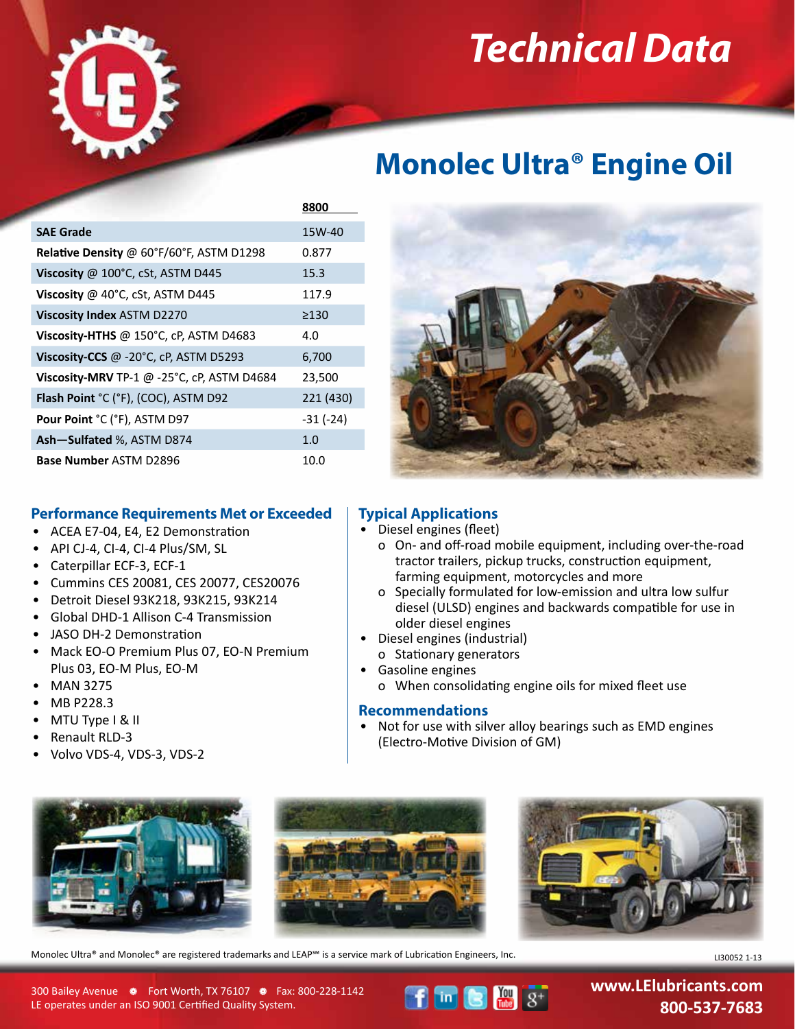# Technical Data

# Monolec Ultra® Engine Oil

| | 8800 |
|---|---|
| **SAE Grade** | 15W-40 |
| **Relative Density** @ 60°F/60°F, ASTM D1298 | 0.877 |
| **Viscosity** @ 100°C, cSt, ASTM D445 | 15.3 |
| **Viscosity** @ 40°C, cSt, ASTM D445 | 117.9 |
| **Viscosity Index** ASTM D2270 | ≥130 |
| **Viscosity-HTHS** @ 150°C, cP, ASTM D4683 | 4.0 |
| **Viscosity-CCS** @ -20°C, cP, ASTM D5293 | 6,700 |
| **Viscosity-MRV** TP-1 @ -25°C, cP, ASTM D4684 | 23,500 |
| **Flash Point** °C (°F), (COC), ASTM D92 | 221 (430) |
| **Pour Point** °C (°F), ASTM D97 | -31 (-24) |
| **Ash—Sulfated** %, ASTM D874 | 1.0 |
| **Base Number** ASTM D2896 | 10.0 |

## Performance Requirements Met or Exceeded

- ACEA E7-04, E4, E2 Demonstration
- API CJ-4, CI-4, CI-4 Plus/SM, SL
- Caterpillar ECF-3, ECF-1
- Cummins CES 20081, CES 20077, CES20076
- Detroit Diesel 93K218, 93K215, 93K214
- Global DHD-1 Allison C-4 Transmission
- JASO DH-2 Demonstration
- Mack EO-O Premium Plus 07, EO-N Premium Plus 03, EO-M Plus, EO-M
- MAN 3275
- MB P228.3
- MTU Type I & II
- Renault RLD-3
- Volvo VDS-4, VDS-3, VDS-2

## Typical Applications

- Diesel engines (fleet)
  - On- and off-road mobile equipment, including over-the-road tractor trailers, pickup trucks, construction equipment, farming equipment, motorcycles and more
  - Specially formulated for low-emission and ultra low sulfur diesel (ULSD) engines and backwards compatible for use in older diesel engines
- Diesel engines (industrial)
  - Stationary generators
- Gasoline engines
  - When consolidating engine oils for mixed fleet use

## Recommendations

- Not for use with silver alloy bearings such as EMD engines (Electro-Motive Division of GM)

Monolec Ultra® and Monolec® are registered trademarks and LEAP℠ is a service mark of Lubrication Engineers, Inc.

LI30052 1-13

300 Bailey Avenue • Fort Worth, TX 76107 • Fax: 800-228-1142
LE operates under an ISO 9001 Certified Quality System.

www.LElubricants.com
800-537-7683